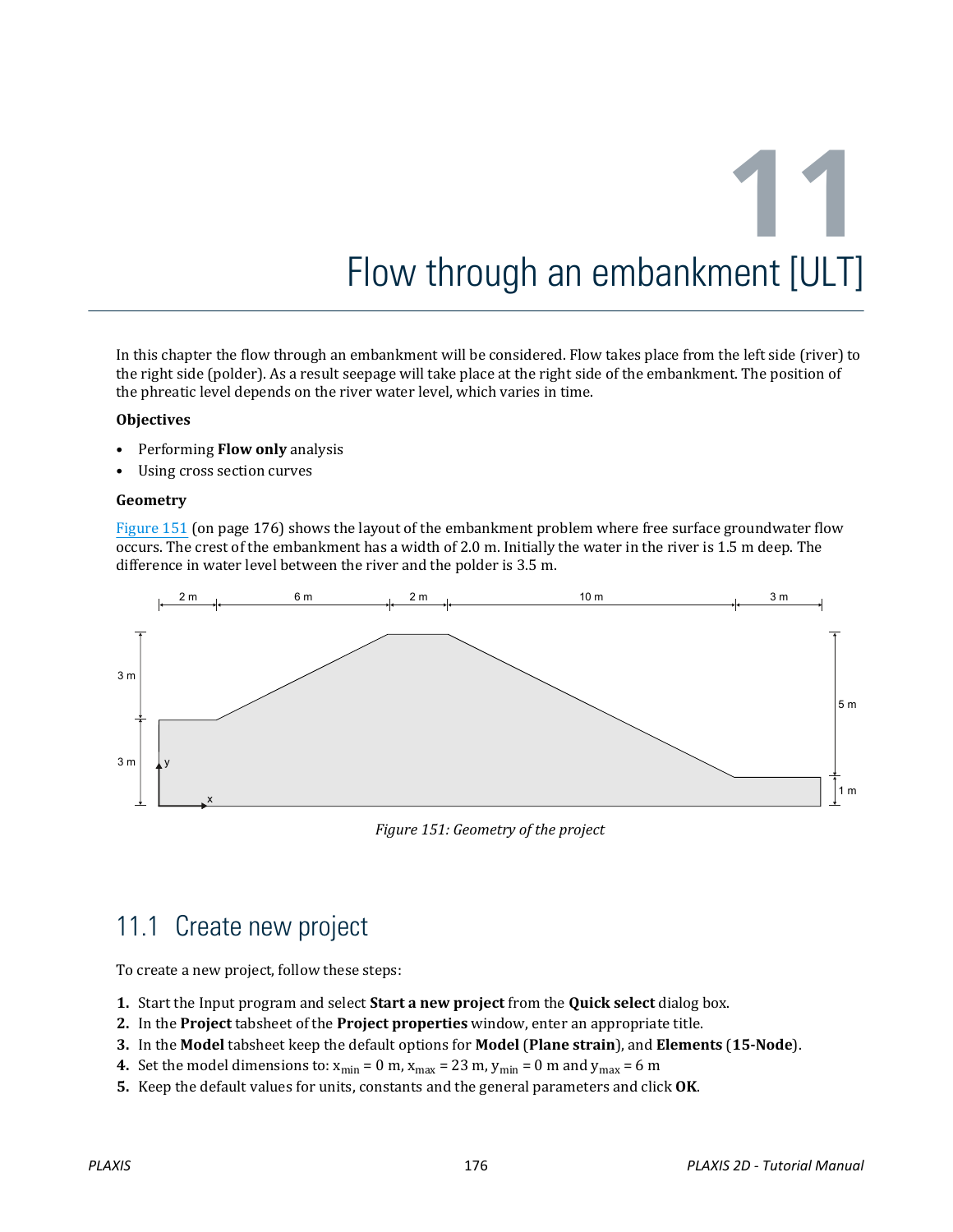# 11 Flow through an embankment [ULT]

In this chapter the flow through an embankment will be considered. Flow takes place from the left side (river) to the right side (polder). As a result seepage will take place at the right side of the embankment. The position of the phreatic level depends on the river water level, which varies in time.

**Objectives**

- Performing **Flow only** analysis
- Using cross section curves

**Geometry**

Figure 151 (on page 176) shows the layout of the embankment problem where free surface groundwater flow occurs. The crest of the embankment has a width of 2.0 m. Initially the water in the river is 1.5 m deep. The difference in water level between the river and the polder is 3.5 m.

*Figure 151: Geometry of the project*

## 11.1 Create new project

To create a new project, follow these steps:

1. Start the Input program and select **Start a new project** from the **Quick select** dialog box.
2. In the **Project** tabsheet of the **Project properties** window, enter an appropriate title.
3. In the **Model** tabsheet keep the default options for **Model** (**Plane strain**), and **Elements** (**15-Node**).
4. Set the model dimensions to: $x_{min}$ = 0 m, $x_{max}$ = 23 m, $y_{min}$ = 0 m and $y_{max}$ = 6 m
5. Keep the default values for units, constants and the general parameters and click **OK**.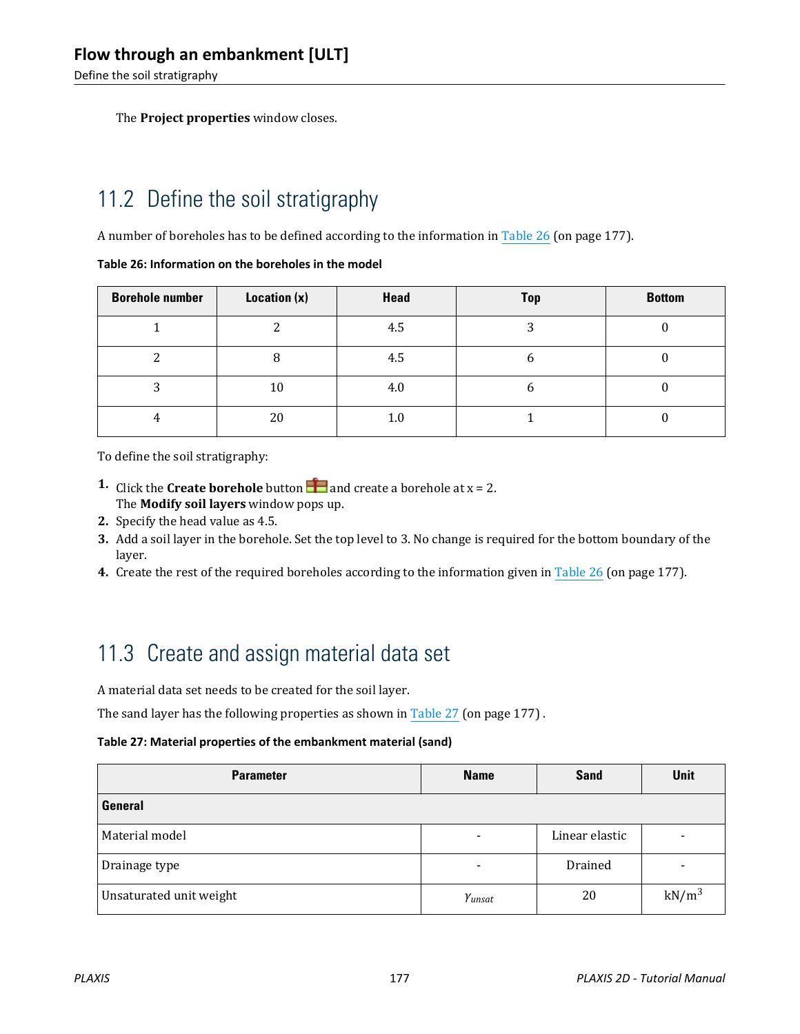The **Project properties** window closes.

## 11.2 Define the soil stratigraphy

A number of boreholes has to be defined according to the information in Table 26 (on page 177).

**Table 26: Information on the boreholes in the model**

| Borehole number | Location (x) | Head | Top | Bottom |
| --- | --- | --- | --- | --- |
| 1 | 2 | 4.5 | 3 | 0 |
| 2 | 8 | 4.5 | 6 | 0 |
| 3 | 10 | 4.0 | 6 | 0 |
| 4 | 20 | 1.0 | 1 | 0 |

To define the soil stratigraphy:

1. Click the **Create borehole** button and create a borehole at x = 2.
   The **Modify soil layers** window pops up.
2. Specify the head value as 4.5.
3. Add a soil layer in the borehole. Set the top level to 3. No change is required for the bottom boundary of the layer.
4. Create the rest of the required boreholes according to the information given in Table 26 (on page 177).

## 11.3 Create and assign material data set

A material data set needs to be created for the soil layer.

The sand layer has the following properties as shown in Table 27 (on page 177) .

**Table 27: Material properties of the embankment material (sand)**

| Parameter | Name | Sand | Unit |
| --- | --- | --- | --- |
| **General** | | | |
| Material model | - | Linear elastic | - |
| Drainage type | - | Drained | - |
| Unsaturated unit weight | $\gamma_{unsat}$ | 20 | $kN/m^3$ |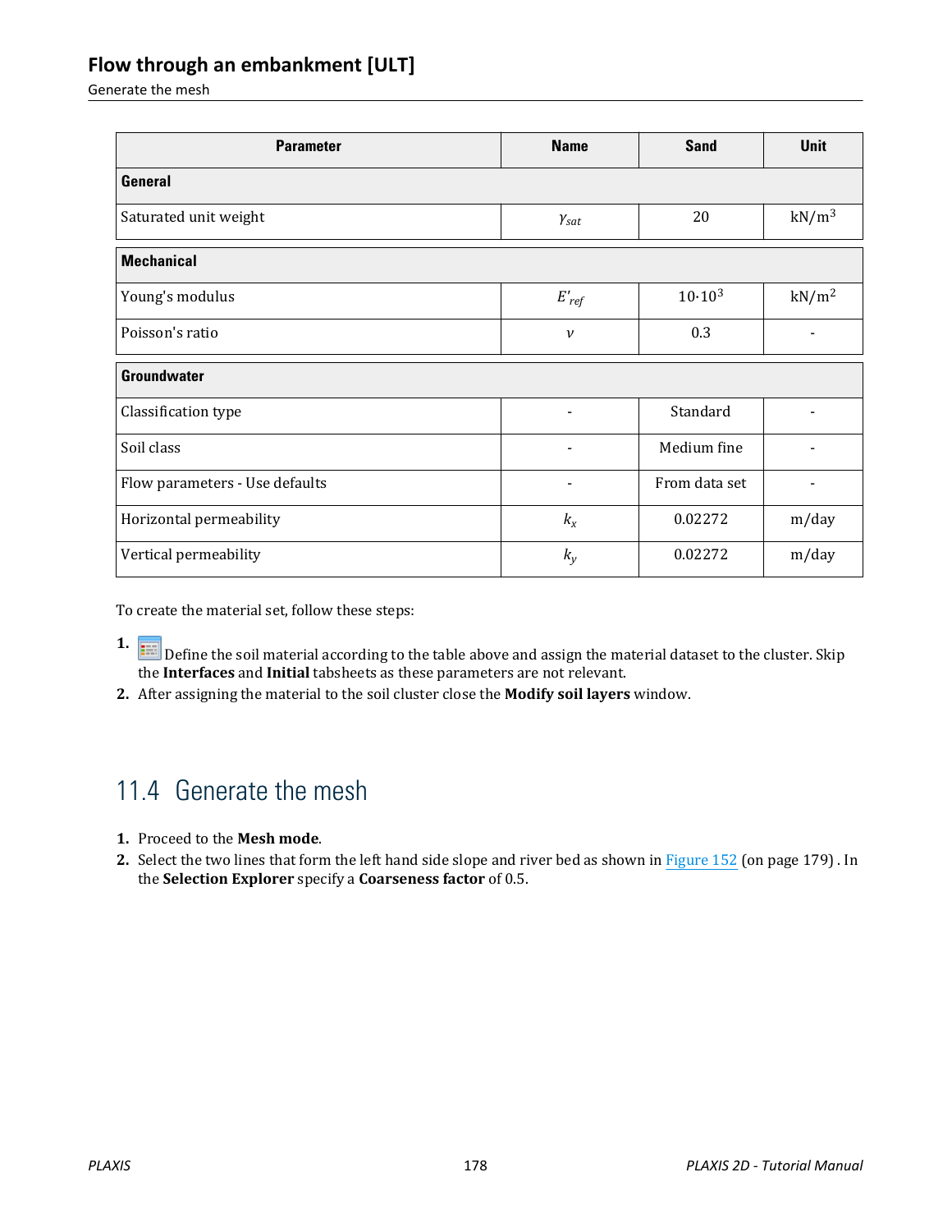| Parameter | Name | Sand | Unit |
|---|---|---|---|
| **General** | | | |
| Saturated unit weight | $\gamma_{sat}$ | 20 | kN/m$^3$ |
| **Mechanical** | | | |
| Young's modulus | $E'_{ref}$ | $10 \cdot 10^3$ | kN/m$^2$ |
| Poisson's ratio | $\nu$ | 0.3 | - |
| **Groundwater** | | | |
| Classification type | - | Standard | - |
| Soil class | - | Medium fine | - |
| Flow parameters - Use defaults | - | From data set | - |
| Horizontal permeability | $k_x$ | 0.02272 | m/day |
| Vertical permeability | $k_y$ | 0.02272 | m/day |

To create the material set, follow these steps:

1. Define the soil material according to the table above and assign the material dataset to the cluster. Skip the **Interfaces** and **Initial** tabsheets as these parameters are not relevant.
2. After assigning the material to the soil cluster close the **Modify soil layers** window.

## 11.4 Generate the mesh

1. Proceed to the **Mesh mode**.
2. Select the two lines that form the left hand side slope and river bed as shown in Figure 152 (on page 179) . In the **Selection Explorer** specify a **Coarseness factor** of 0.5.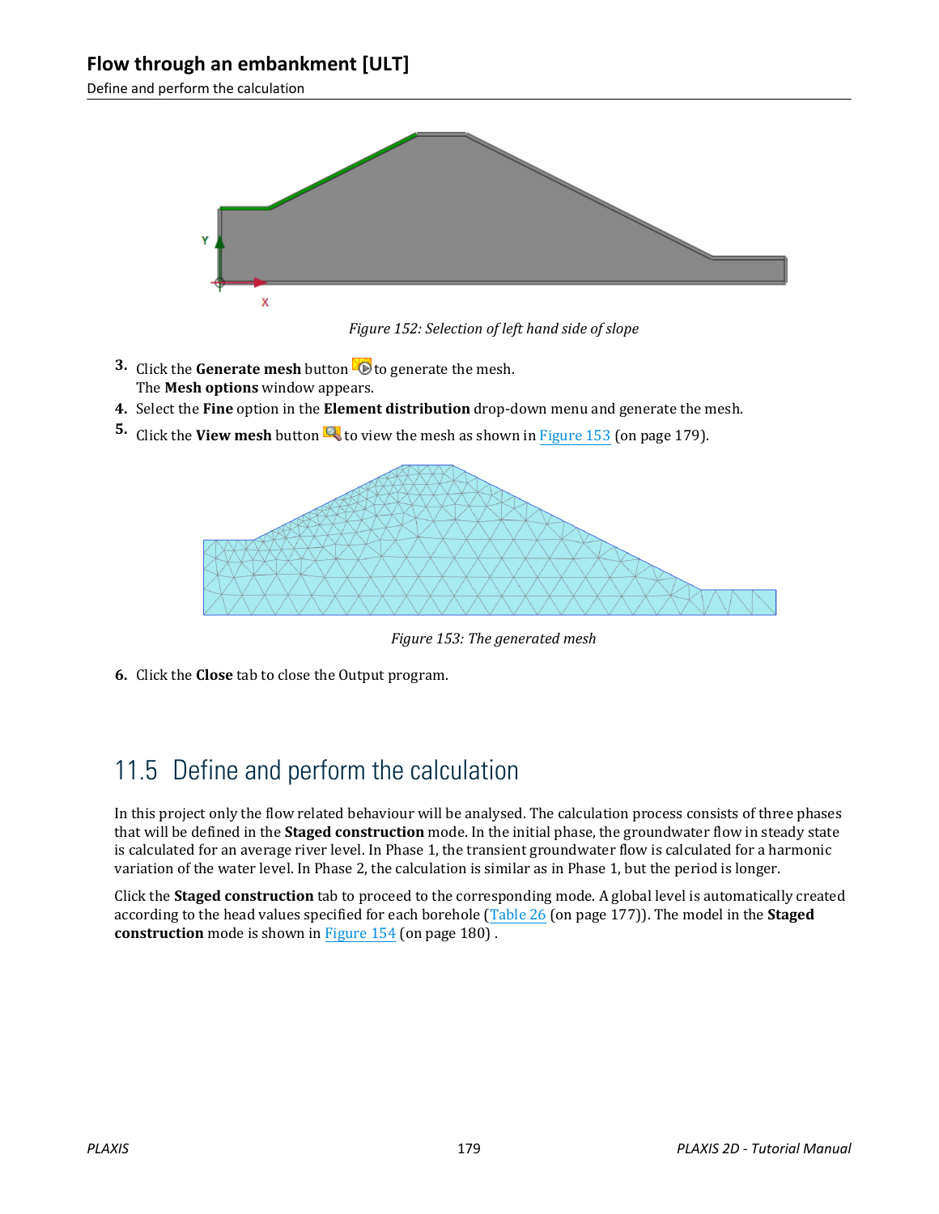Figure 152: Selection of left hand side of slope

3. Click the **Generate mesh** button to generate the mesh.
   The **Mesh options** window appears.
4. Select the **Fine** option in the **Element distribution** drop-down menu and generate the mesh.
5. Click the **View mesh** button to view the mesh as shown in Figure 153 (on page 179).

Figure 153: The generated mesh

6. Click the **Close** tab to close the Output program.

## 11.5 Define and perform the calculation

In this project only the flow related behaviour will be analysed. The calculation process consists of three phases that will be defined in the **Staged construction** mode. In the initial phase, the groundwater flow in steady state is calculated for an average river level. In Phase 1, the transient groundwater flow is calculated for a harmonic variation of the water level. In Phase 2, the calculation is similar as in Phase 1, but the period is longer.

Click the **Staged construction** tab to proceed to the corresponding mode. A global level is automatically created according to the head values specified for each borehole (Table 26 (on page 177)). The model in the **Staged construction** mode is shown in Figure 154 (on page 180) .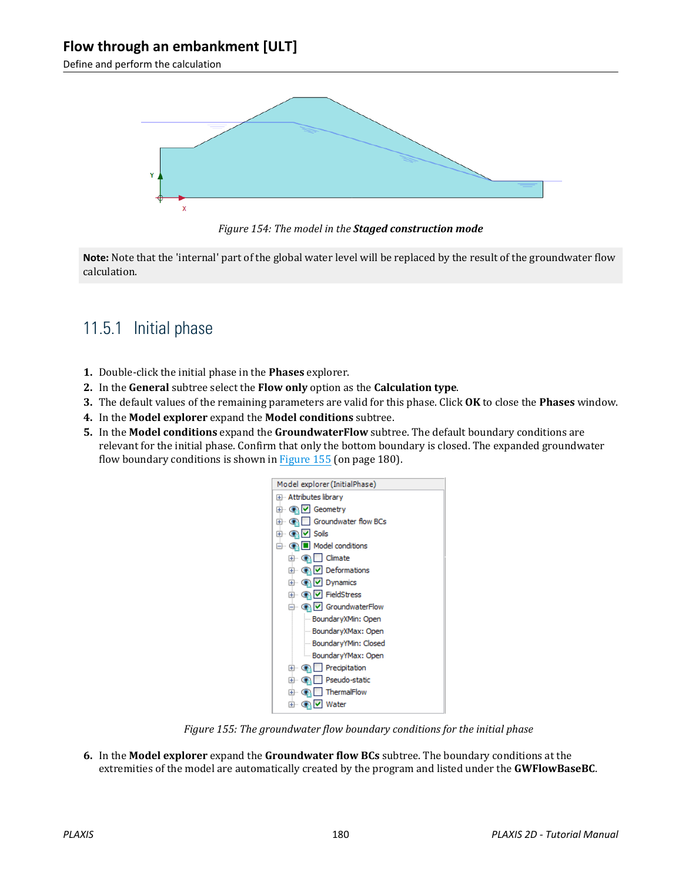Figure 154: The model in the ***Staged construction mode***

**Note:** Note that the 'internal' part of the global water level will be replaced by the result of the groundwater flow calculation.

## 11.5.1 Initial phase

1. Double-click the initial phase in the **Phases** explorer.
2. In the **General** subtree select the **Flow only** option as the **Calculation type**.
3. The default values of the remaining parameters are valid for this phase. Click **OK** to close the **Phases** window.
4. In the **Model explorer** expand the **Model conditions** subtree.
5. In the **Model conditions** expand the **GroundwaterFlow** subtree. The default boundary conditions are relevant for the initial phase. Confirm that only the bottom boundary is closed. The expanded groundwater flow boundary conditions is shown in Figure 155 (on page 180).

Figure 155: The groundwater flow boundary conditions for the initial phase

6. In the **Model explorer** expand the **Groundwater flow BCs** subtree. The boundary conditions at the extremities of the model are automatically created by the program and listed under the **GWFlowBaseBC**.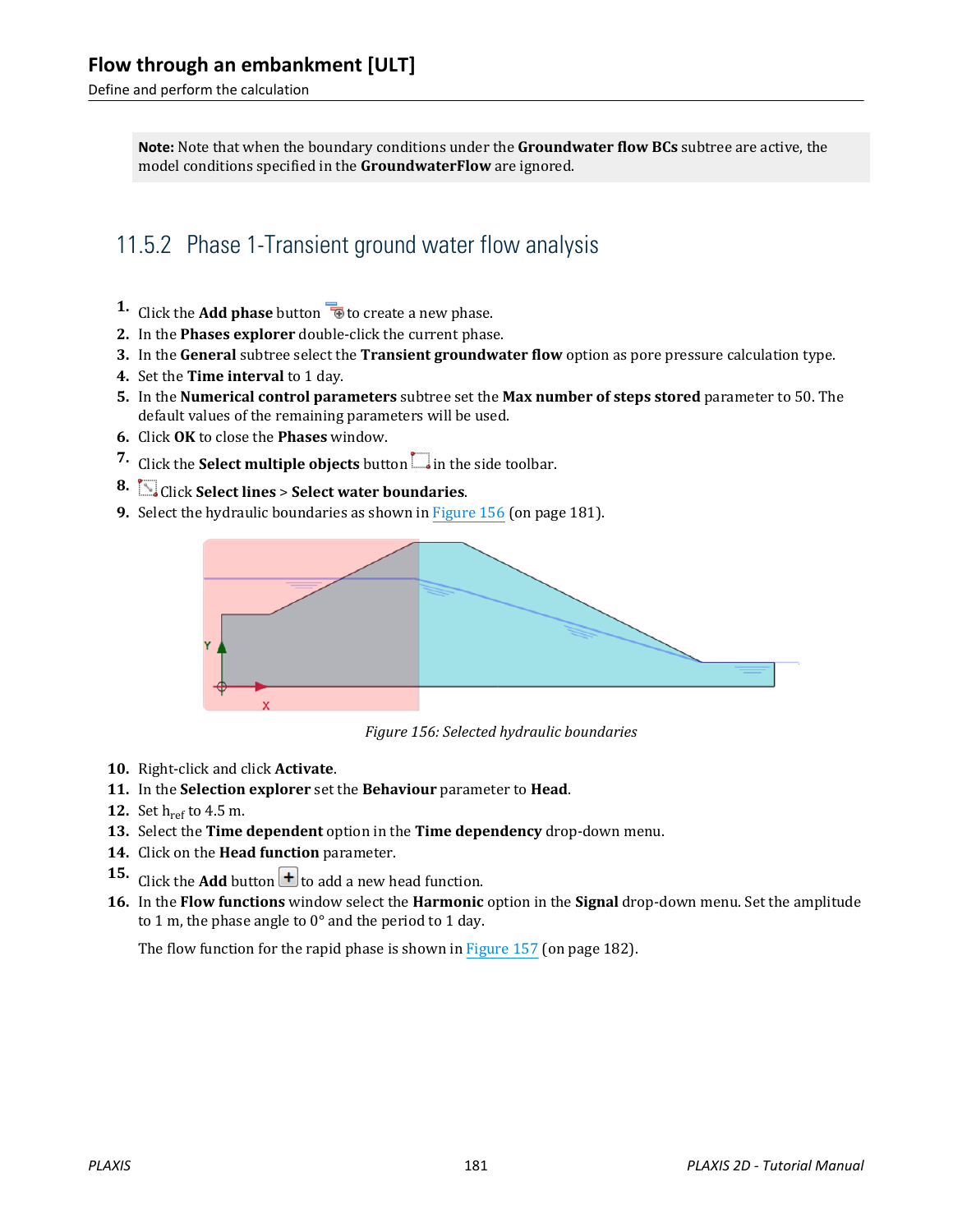**Note:** Note that when the boundary conditions under the **Groundwater flow BCs** subtree are active, the model conditions specified in the **GroundwaterFlow** are ignored.

## 11.5.2 Phase 1-Transient ground water flow analysis

1. Click the **Add phase** button to create a new phase.
2. In the **Phases explorer** double-click the current phase.
3. In the **General** subtree select the **Transient groundwater flow** option as pore pressure calculation type.
4. Set the **Time interval** to 1 day.
5. In the **Numerical control parameters** subtree set the **Max number of steps stored** parameter to 50. The default values of the remaining parameters will be used.
6. Click **OK** to close the **Phases** window.
7. Click the **Select multiple objects** button in the side toolbar.
8. Click **Select lines** > **Select water boundaries**.
9. Select the hydraulic boundaries as shown in Figure 156 (on page 181).

*Figure 156: Selected hydraulic boundaries*

10. Right-click and click **Activate**.
11. In the **Selection explorer** set the **Behaviour** parameter to **Head**.
12. Set $h_{ref}$ to 4.5 m.
13. Select the **Time dependent** option in the **Time dependency** drop-down menu.
14. Click on the **Head function** parameter.
15. Click the **Add** button to add a new head function.
16. In the **Flow functions** window select the **Harmonic** option in the **Signal** drop-down menu. Set the amplitude to 1 m, the phase angle to 0° and the period to 1 day.

    The flow function for the rapid phase is shown in Figure 157 (on page 182).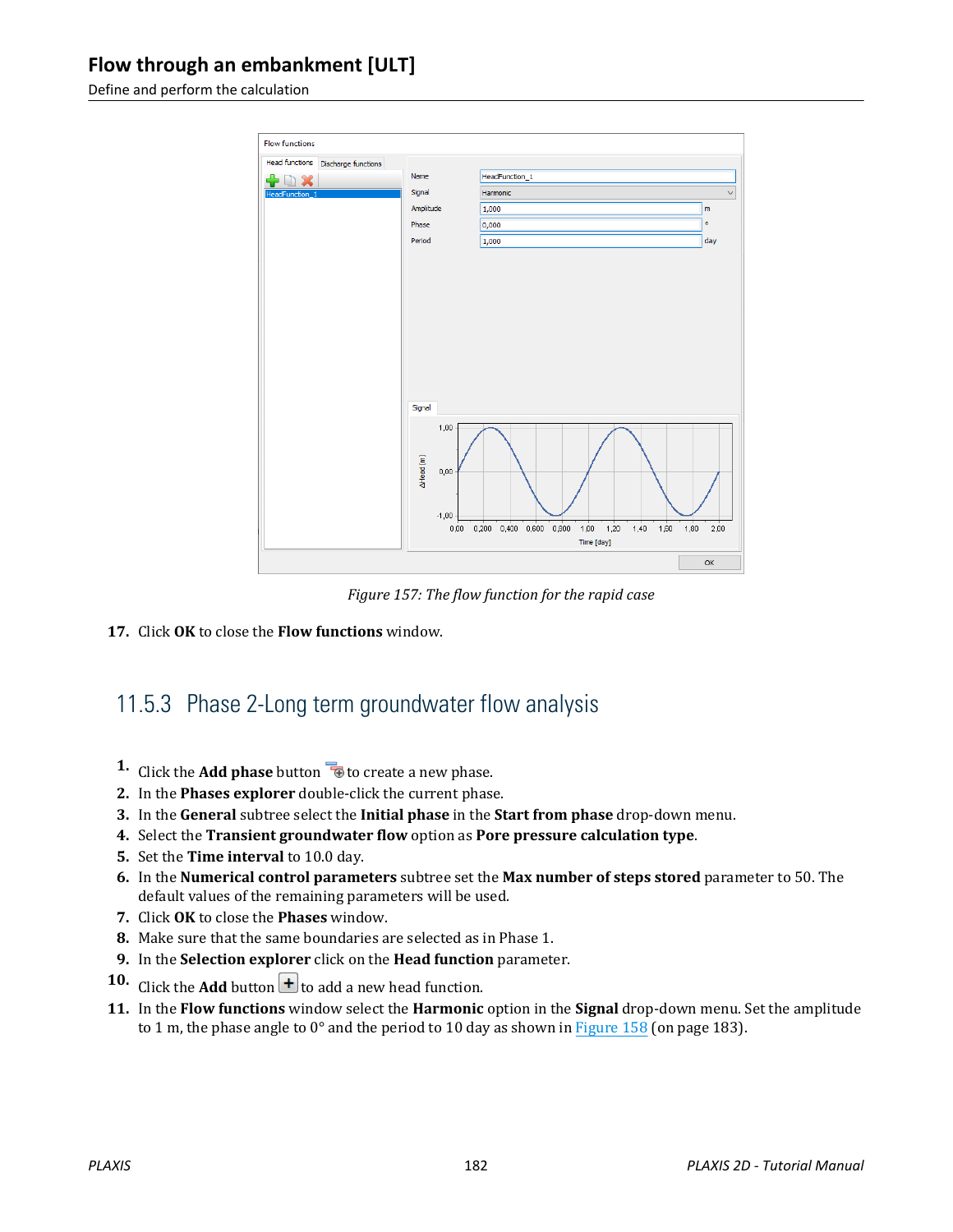Figure 157: The flow function for the rapid case

17. Click **OK** to close the **Flow functions** window.

## 11.5.3 Phase 2-Long term groundwater flow analysis

1. Click the **Add phase** button to create a new phase.
2. In the **Phases explorer** double-click the current phase.
3. In the **General** subtree select the **Initial phase** in the **Start from phase** drop-down menu.
4. Select the **Transient groundwater flow** option as **Pore pressure calculation type**.
5. Set the **Time interval** to 10.0 day.
6. In the **Numerical control parameters** subtree set the **Max number of steps stored** parameter to 50. The default values of the remaining parameters will be used.
7. Click **OK** to close the **Phases** window.
8. Make sure that the same boundaries are selected as in Phase 1.
9. In the **Selection explorer** click on the **Head function** parameter.
10. Click the **Add** button to add a new head function.
11. In the **Flow functions** window select the **Harmonic** option in the **Signal** drop-down menu. Set the amplitude to 1 m, the phase angle to 0° and the period to 10 day as shown in Figure 158 (on page 183).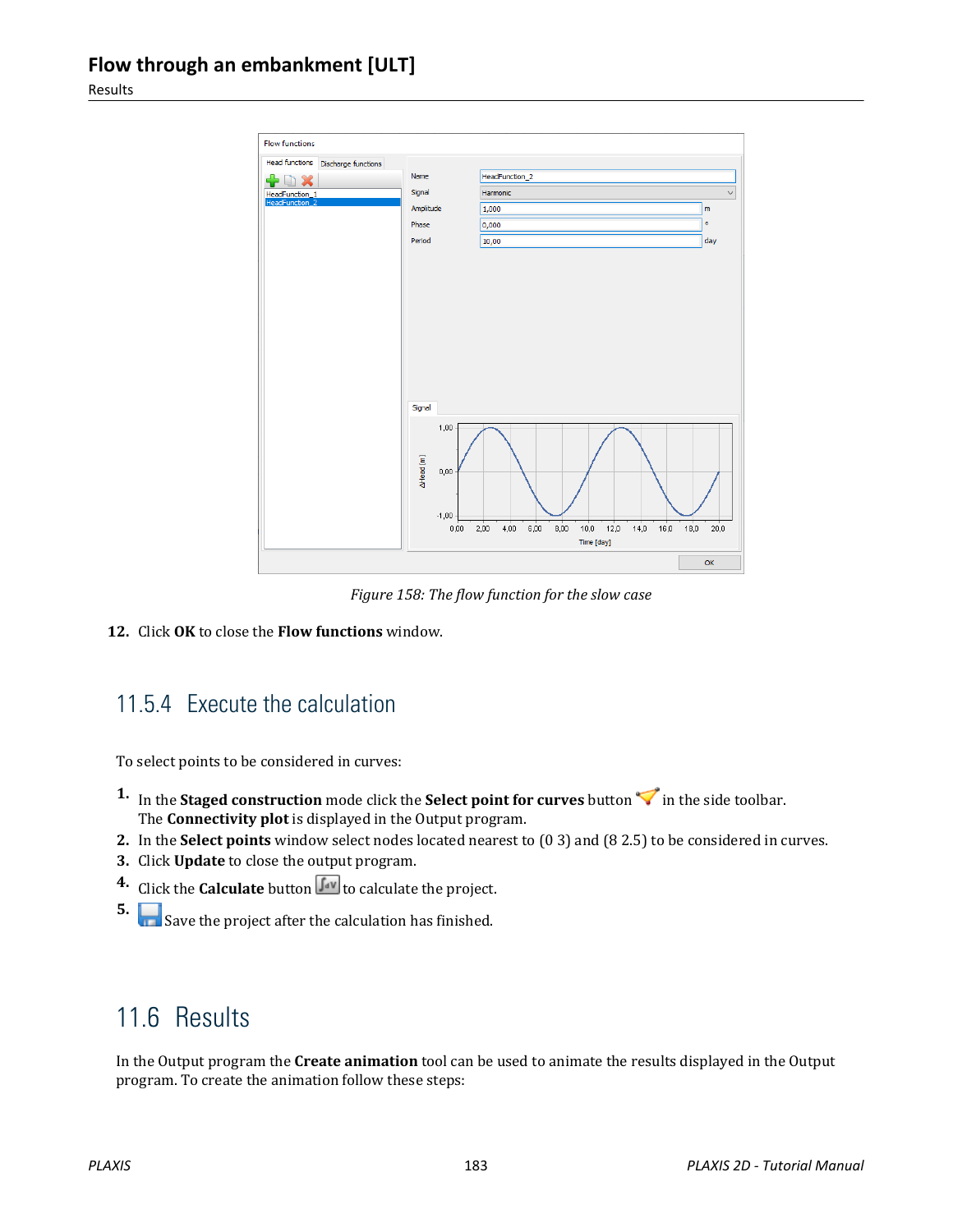*Figure 158: The flow function for the slow case*

12. Click **OK** to close the **Flow functions** window.

### 11.5.4 Execute the calculation

To select points to be considered in curves:

1. In the **Staged construction** mode click the **Select point for curves** button in the side toolbar. The **Connectivity plot** is displayed in the Output program.
2. In the **Select points** window select nodes located nearest to (0 3) and (8 2.5) to be considered in curves.
3. Click **Update** to close the output program.
4. Click the **Calculate** button to calculate the project.
5. Save the project after the calculation has finished.

## 11.6 Results

In the Output program the **Create animation** tool can be used to animate the results displayed in the Output program. To create the animation follow these steps: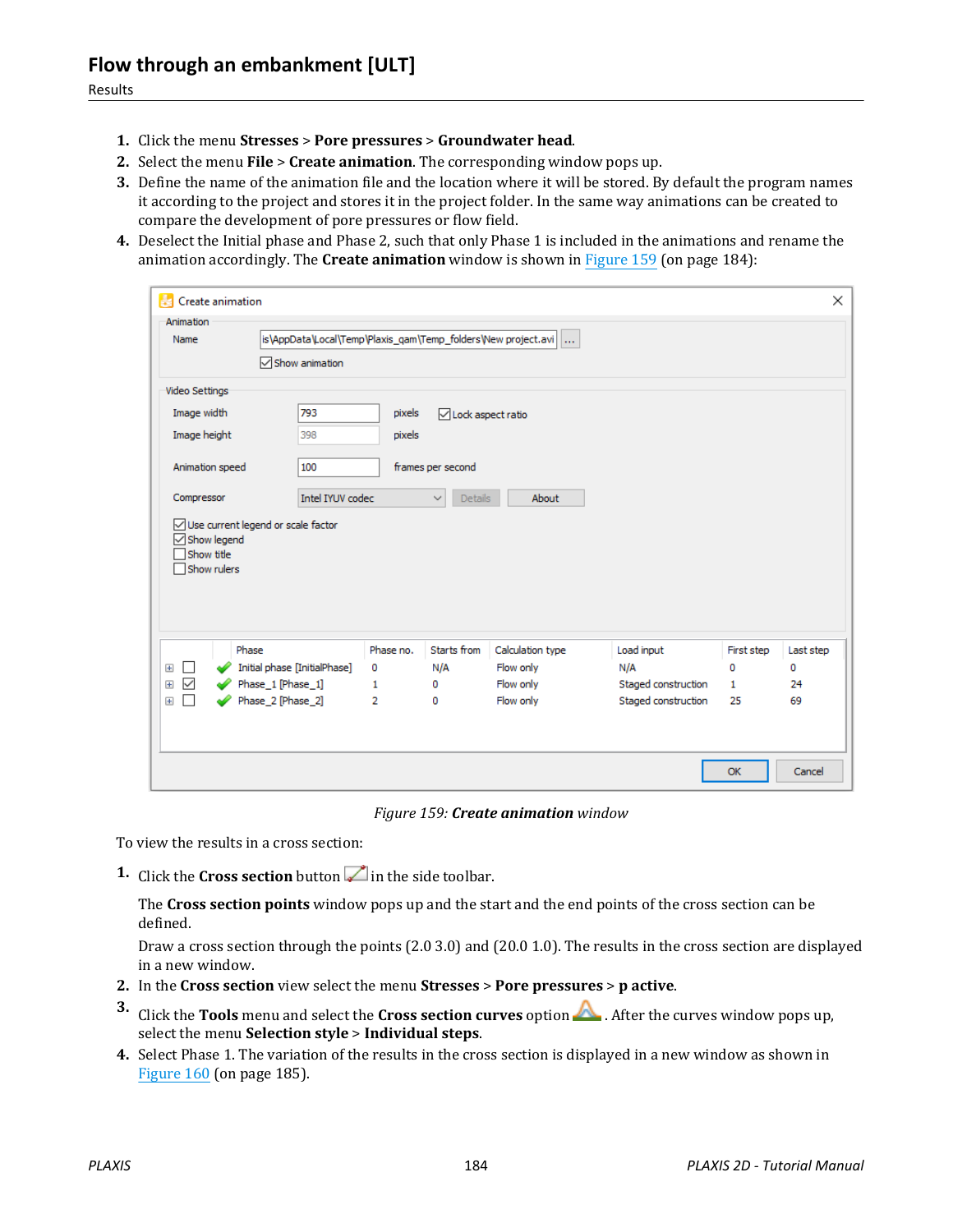1. Click the menu **Stresses** > **Pore pressures** > **Groundwater head**.
2. Select the menu **File** > **Create animation**. The corresponding window pops up.
3. Define the name of the animation file and the location where it will be stored. By default the program names it according to the project and stores it in the project folder. In the same way animations can be created to compare the development of pore pressures or flow field.
4. Deselect the Initial phase and Phase 2, such that only Phase 1 is included in the animations and rename the animation accordingly. The **Create animation** window is shown in Figure 159 (on page 184):

*Figure 159: **Create animation** window*

To view the results in a cross section:

1. Click the **Cross section** button in the side toolbar.

   The **Cross section points** window pops up and the start and the end points of the cross section can be defined.

   Draw a cross section through the points (2.0 3.0) and (20.0 1.0). The results in the cross section are displayed in a new window.
2. In the **Cross section** view select the menu **Stresses** > **Pore pressures** > **p active**.
3. Click the **Tools** menu and select the **Cross section curves** option. After the curves window pops up, select the menu **Selection style** > **Individual steps**.
4. Select Phase 1. The variation of the results in the cross section is displayed in a new window as shown in Figure 160 (on page 185).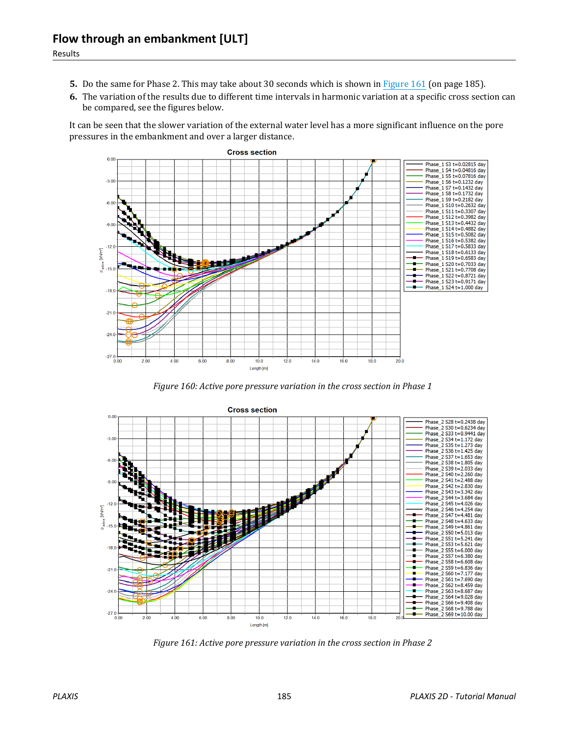5. Do the same for Phase 2. This may take about 30 seconds which is shown in Figure 161 (on page 185).
6. The variation of the results due to different time intervals in harmonic variation at a specific cross section can be compared, see the figures below.

It can be seen that the slower variation of the external water level has a more significant influence on the pore pressures in the embankment and over a larger distance.

Cross section

$p_{active}$ [kN/m²]

0.00, -3.00, -6.00, -9.00, -12.0, -15.0, -18.0, -21.0, -24.0, -27.0

0.00, 2.00, 4.00, 6.00, 8.00, 10.0, 12.0, 14.0, 16.0, 18.0, 20.0

Length [m]

Phase_1 S3 t=0.02815 day
Phase_1 S4 t=0.04816 day
Phase_1 S5 t=0.07816 day
Phase_1 S6 t=0.1232 day
Phase_1 S7 t=0.1432 day
Phase_1 S8 t=0.1732 day
Phase_1 S9 t=0.2182 day
Phase_1 S10 t=0.2632 day
Phase_1 S11 t=0.3307 day
Phase_1 S12 t=0.3982 day
Phase_1 S13 t=0.4432 day
Phase_1 S14 t=0.4882 day
Phase_1 S15 t=0.5082 day
Phase_1 S16 t=0.5382 day
Phase_1 S17 t=0.5833 day
Phase_1 S18 t=0.6133 day
Phase_1 S19 t=0.6583 day
Phase_1 S20 t=0.7033 day
Phase_1 S21 t=0.7708 day
Phase_1 S22 t=0.8721 day
Phase_1 S23 t=0.9171 day
Phase_1 S24 t=1.000 day

*Figure 160: Active pore pressure variation in the cross section in Phase 1*

Cross section

$p_{active}$ [kN/m²]

0.00, -3.00, -6.00, -9.00, -12.0, -15.0, -18.0, -21.0, -24.0, -27.0

0.00, 2.00, 4.00, 6.00, 8.00, 10.0, 12.0, 14.0, 16.0, 18.0, 20.0

Length [m]

Phase_2 S28 t=0.2438 day
Phase_2 S30 t=0.6234 day
Phase_2 S33 t=0.9441 day
Phase_2 S34 t=1.172 day
Phase_2 S35 t=1.273 day
Phase_2 S36 t=1.425 day
Phase_2 S37 t=1.653 day
Phase_2 S38 t=1.805 day
Phase_2 S39 t=2.033 day
Phase_2 S40 t=2.260 day
Phase_2 S41 t=2.488 day
Phase_2 S42 t=2.830 day
Phase_2 S43 t=3.342 day
Phase_2 S44 t=3.684 day
Phase_2 S45 t=4.026 day
Phase_2 S46 t=4.254 day
Phase_2 S47 t=4.481 day
Phase_2 S48 t=4.633 day
Phase_2 S49 t=4.861 day
Phase_2 S50 t=5.013 day
Phase_2 S51 t=5.241 day
Phase_2 S53 t=5.621 day
Phase_2 S55 t=6.000 day
Phase_2 S57 t=6.380 day
Phase_2 S58 t=6.608 day
Phase_2 S59 t=6.836 day
Phase_2 S60 t=7.177 day
Phase_2 S61 t=7.690 day
Phase_2 S62 t=8.459 day
Phase_2 S63 t=8.687 day
Phase_2 S64 t=9.028 day
Phase_2 S66 t=9.408 day
Phase_2 S68 t=9.788 day
Phase_2 S69 t=10.00 day

*Figure 161: Active pore pressure variation in the cross section in Phase 2*